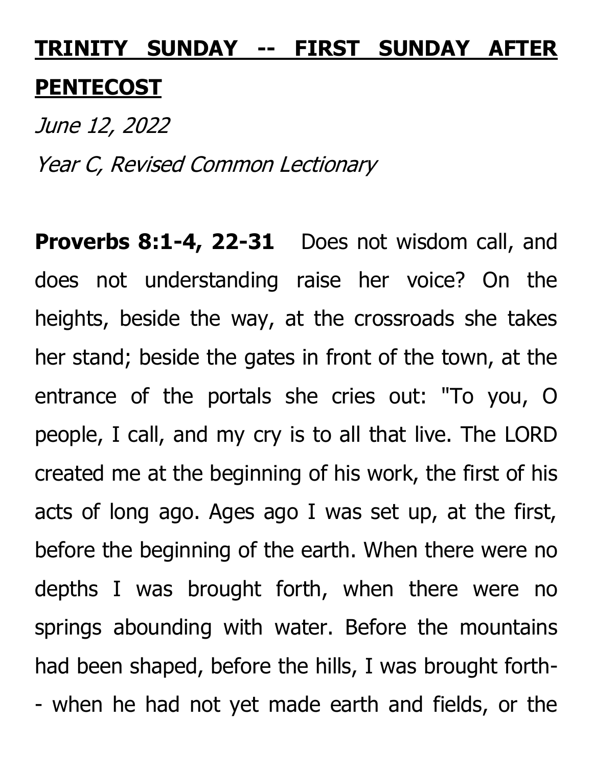# TRINITY SUNDAY -- FIRST SUNDAY AFTER PENTECOST

*June 12, 2022*

*Year C, Revised Common Lectionary*

**Proverbs 8:1-4, 22-31** Does not wisdom call, and does not understanding raise her voice? On the heights, beside the way, at the crossroads she takes her stand; beside the gates in front of the town, at the entrance of the portals she cries out: "To you, O people, I call, and my cry is to all that live. The LORD created me at the beginning of his work, the first of his acts of long ago. Ages ago I was set up, at the first, before the beginning of the earth. When there were no depths I was brought forth, when there were no springs abounding with water. Before the mountains had been shaped, before the hills, I was brought forth-- when he had not yet made earth and fields, or the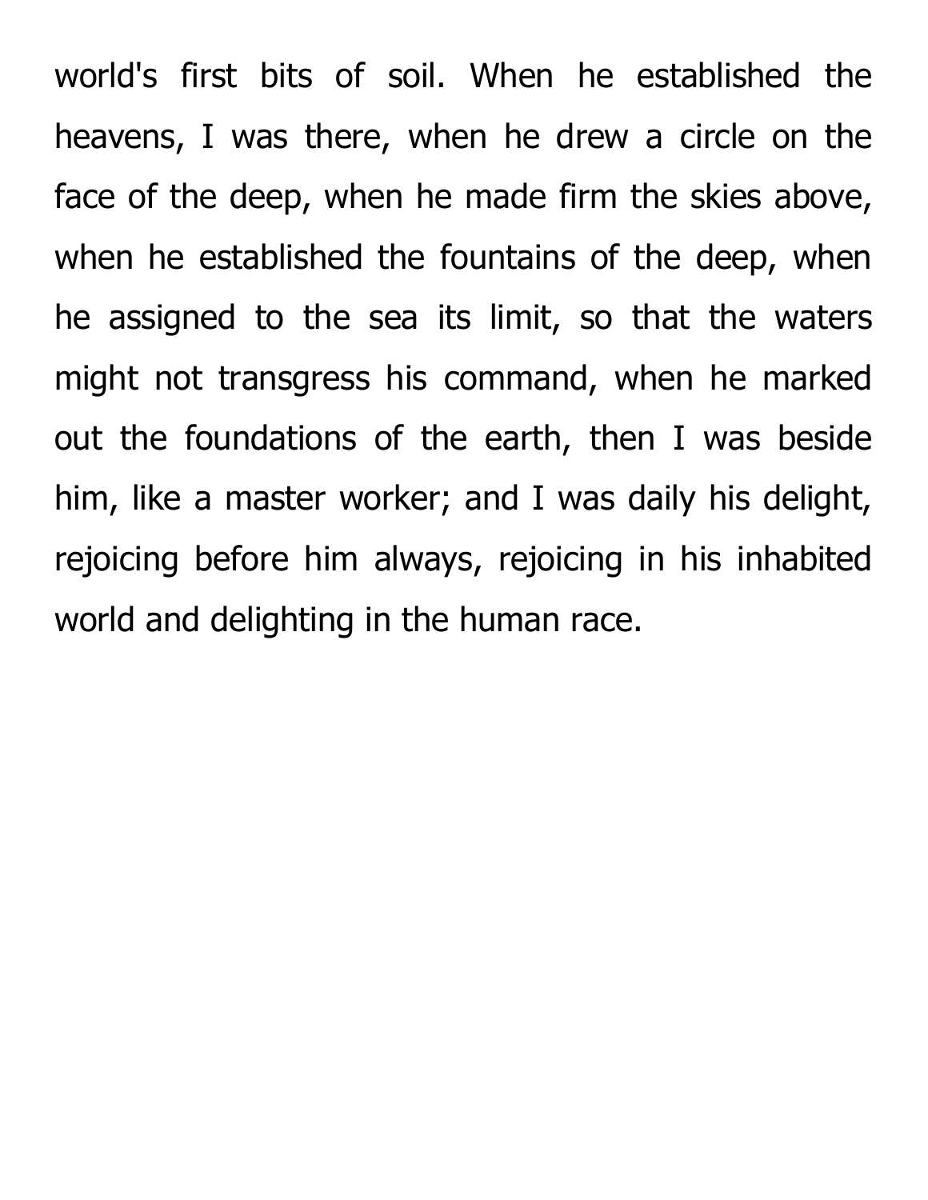world's first bits of soil. When he established the heavens, I was there, when he drew a circle on the face of the deep, when he made firm the skies above, when he established the fountains of the deep, when he assigned to the sea its limit, so that the waters might not transgress his command, when he marked out the foundations of the earth, then I was beside him, like a master worker; and I was daily his delight, rejoicing before him always, rejoicing in his inhabited world and delighting in the human race.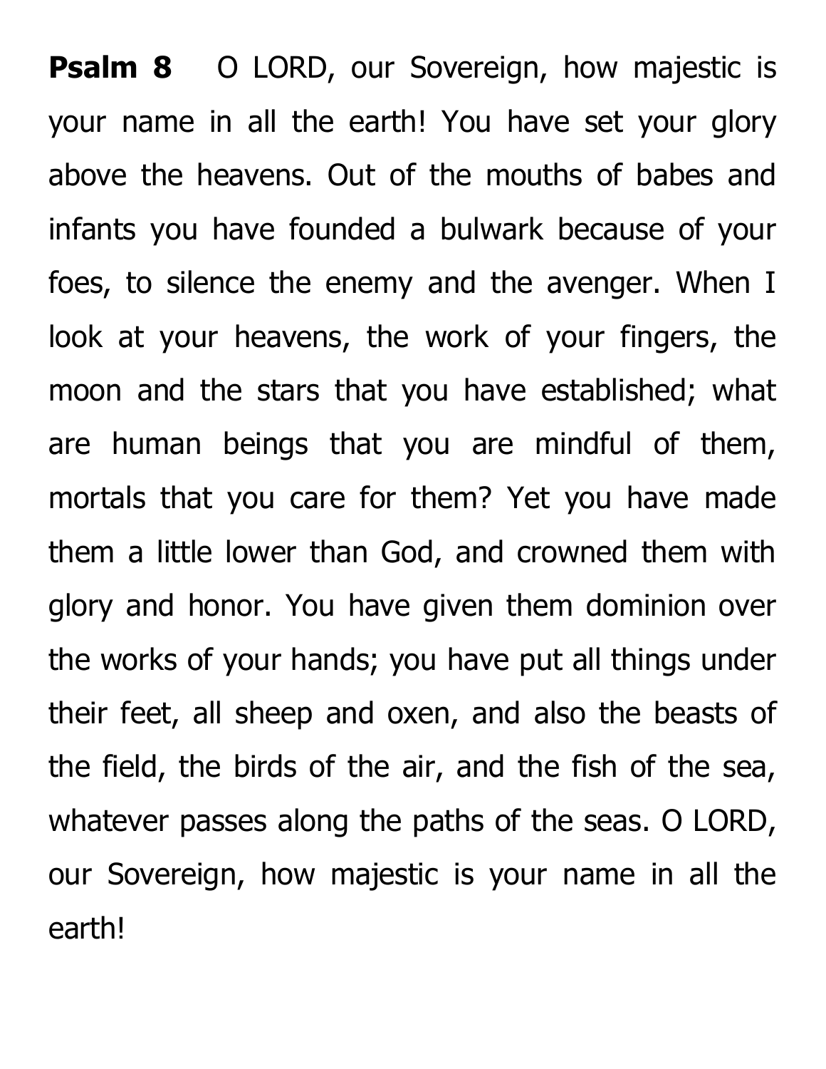**Psalm 8** O LORD, our Sovereign, how majestic is your name in all the earth! You have set your glory above the heavens. Out of the mouths of babes and infants you have founded a bulwark because of your foes, to silence the enemy and the avenger. When I look at your heavens, the work of your fingers, the moon and the stars that you have established; what are human beings that you are mindful of them, mortals that you care for them? Yet you have made them a little lower than God, and crowned them with glory and honor. You have given them dominion over the works of your hands; you have put all things under their feet, all sheep and oxen, and also the beasts of the field, the birds of the air, and the fish of the sea, whatever passes along the paths of the seas. O LORD, our Sovereign, how majestic is your name in all the earth!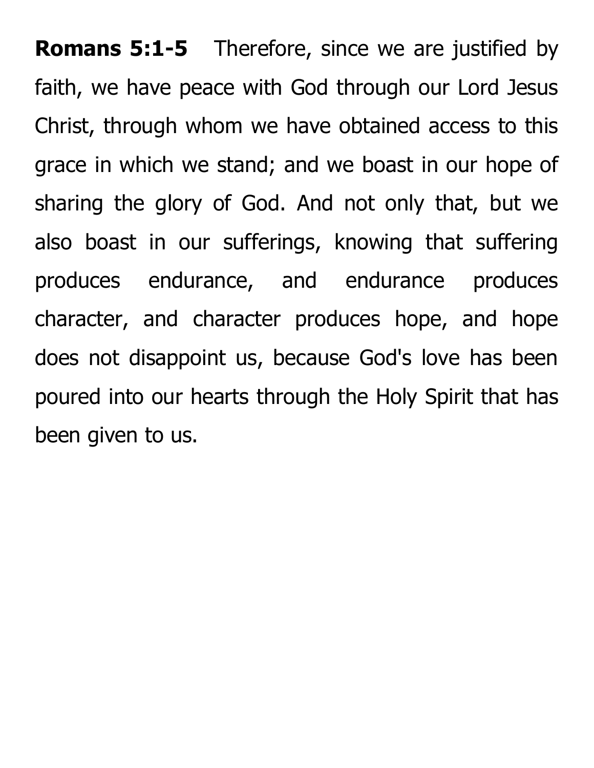**Romans 5:1-5** Therefore, since we are justified by faith, we have peace with God through our Lord Jesus Christ, through whom we have obtained access to this grace in which we stand; and we boast in our hope of sharing the glory of God. And not only that, but we also boast in our sufferings, knowing that suffering produces endurance, and endurance produces character, and character produces hope, and hope does not disappoint us, because God's love has been poured into our hearts through the Holy Spirit that has been given to us.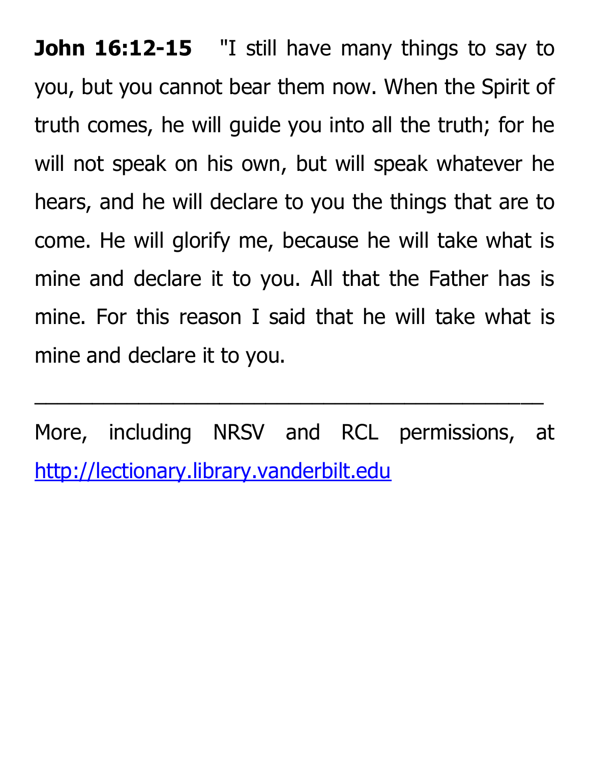**John 16:12-15** "I still have many things to say to you, but you cannot bear them now. When the Spirit of truth comes, he will guide you into all the truth; for he will not speak on his own, but will speak whatever he hears, and he will declare to you the things that are to come. He will glorify me, because he will take what is mine and declare it to you. All that the Father has is mine. For this reason I said that he will take what is mine and declare it to you.

---

More, including NRSV and RCL permissions, at [http://lectionary.library.vanderbilt.edu](http://lectionary.library.vanderbilt.edu)